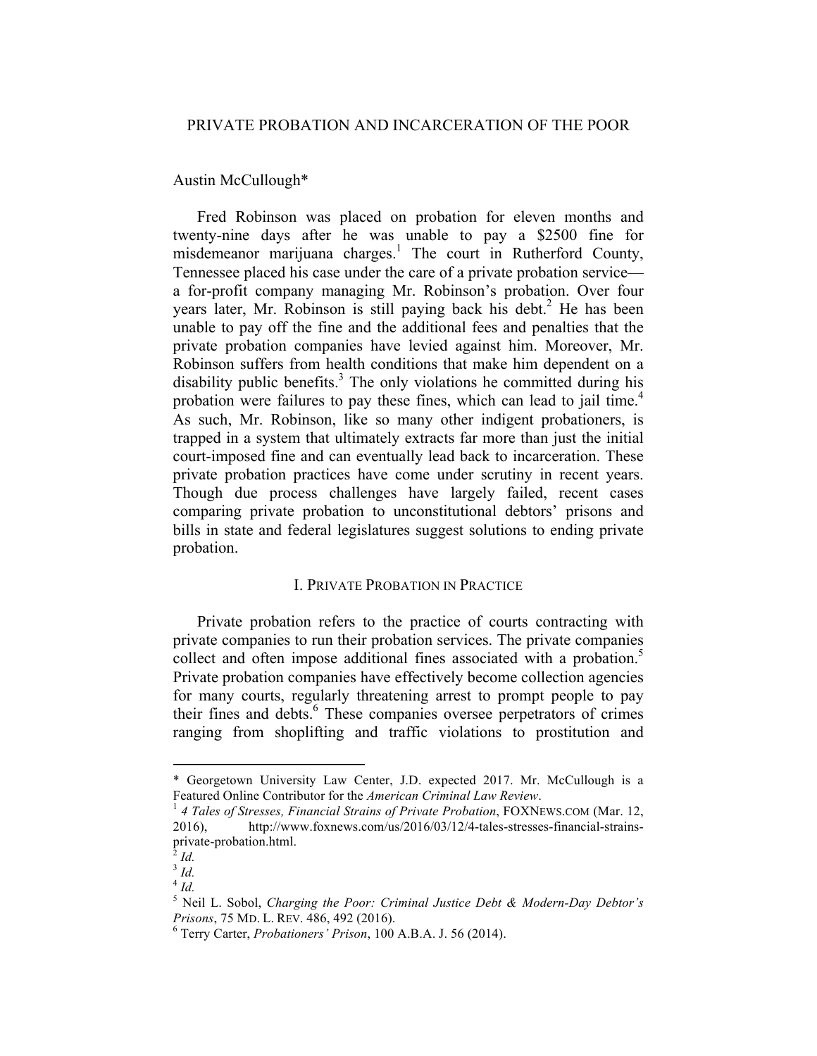# PRIVATE PROBATION AND INCARCERATION OF THE POOR

Austin McCullough*

Fred Robinson was placed on probation for eleven months and twenty-nine days after he was unable to pay a $2500 fine for misdemeanor marijuana charges.[1] The court in Rutherford County, Tennessee placed his case under the care of a private probation service—a for-profit company managing Mr. Robinson's probation. Over four years later, Mr. Robinson is still paying back his debt.[2] He has been unable to pay off the fine and the additional fees and penalties that the private probation companies have levied against him. Moreover, Mr. Robinson suffers from health conditions that make him dependent on a disability public benefits.[3] The only violations he committed during his probation were failures to pay these fines, which can lead to jail time.[4] As such, Mr. Robinson, like so many other indigent probationers, is trapped in a system that ultimately extracts far more than just the initial court-imposed fine and can eventually lead back to incarceration. These private probation practices have come under scrutiny in recent years. Though due process challenges have largely failed, recent cases comparing private probation to unconstitutional debtors' prisons and bills in state and federal legislatures suggest solutions to ending private probation.

## I. PRIVATE PROBATION IN PRACTICE

Private probation refers to the practice of courts contracting with private companies to run their probation services. The private companies collect and often impose additional fines associated with a probation.[5] Private probation companies have effectively become collection agencies for many courts, regularly threatening arrest to prompt people to pay their fines and debts.[6] These companies oversee perpetrators of crimes ranging from shoplifting and traffic violations to prostitution and

---

\* Georgetown University Law Center, J.D. expected 2017. Mr. McCullough is a Featured Online Contributor for the *American Criminal Law Review*.

[1] *4 Tales of Stresses, Financial Strains of Private Probation*, FOXNEWS.COM (Mar. 12, 2016), http://www.foxnews.com/us/2016/03/12/4-tales-stresses-financial-strains-private-probation.html.

[2] *Id.*

[3] *Id.*

[4] *Id.*

[5] Neil L. Sobol, *Charging the Poor: Criminal Justice Debt & Modern-Day Debtor's Prisons*, 75 MD. L. REV. 486, 492 (2016).

[6] Terry Carter, *Probationers' Prison*, 100 A.B.A. J. 56 (2014).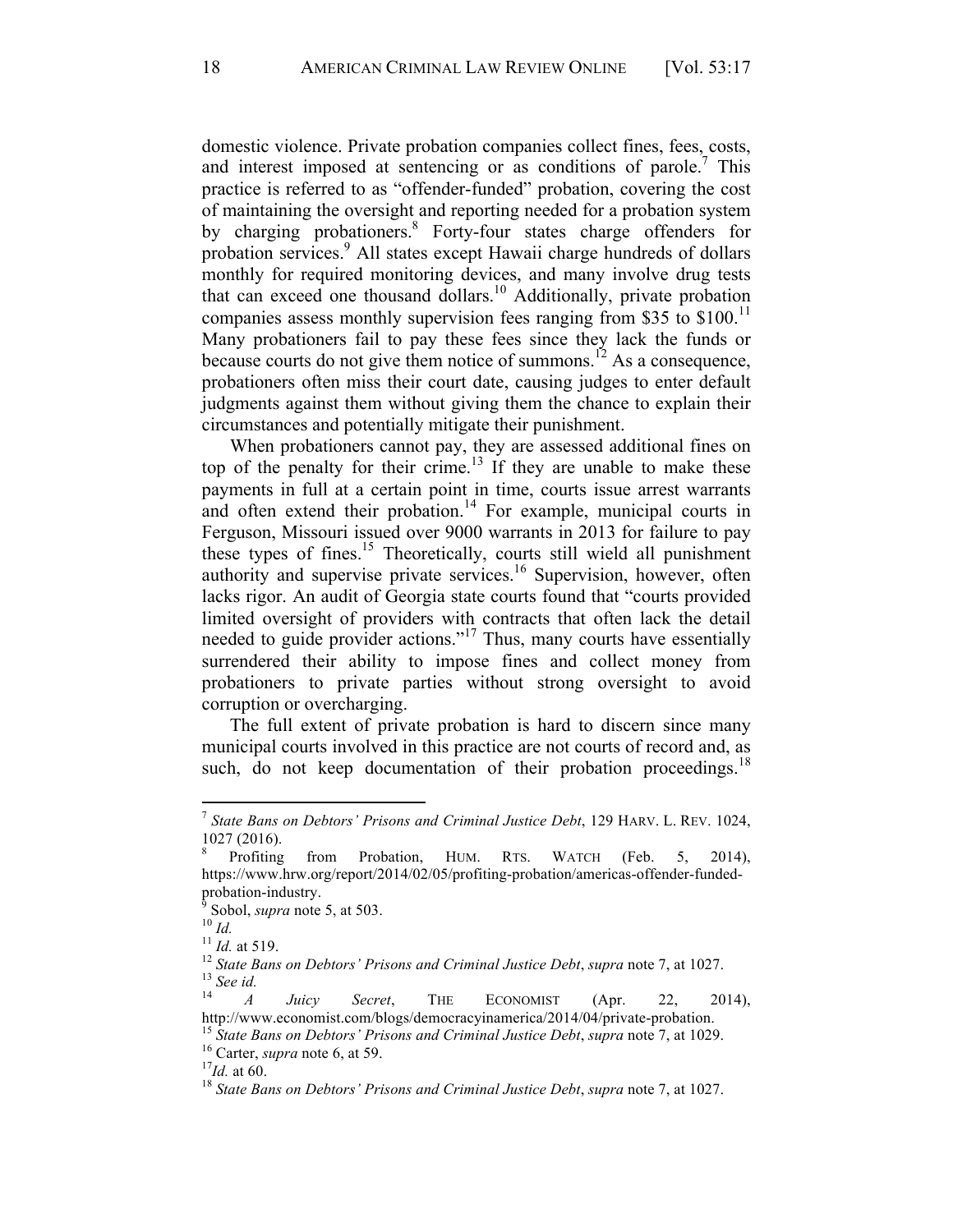domestic violence. Private probation companies collect fines, fees, costs, and interest imposed at sentencing or as conditions of parole.[7] This practice is referred to as "offender-funded" probation, covering the cost of maintaining the oversight and reporting needed for a probation system by charging probationers.[8] Forty-four states charge offenders for probation services.[9] All states except Hawaii charge hundreds of dollars monthly for required monitoring devices, and many involve drug tests that can exceed one thousand dollars.[10] Additionally, private probation companies assess monthly supervision fees ranging from $35 to $100.[11] Many probationers fail to pay these fees since they lack the funds or because courts do not give them notice of summons.[12] As a consequence, probationers often miss their court date, causing judges to enter default judgments against them without giving them the chance to explain their circumstances and potentially mitigate their punishment.

When probationers cannot pay, they are assessed additional fines on top of the penalty for their crime.[13] If they are unable to make these payments in full at a certain point in time, courts issue arrest warrants and often extend their probation.[14] For example, municipal courts in Ferguson, Missouri issued over 9000 warrants in 2013 for failure to pay these types of fines.[15] Theoretically, courts still wield all punishment authority and supervise private services.[16] Supervision, however, often lacks rigor. An audit of Georgia state courts found that "courts provided limited oversight of providers with contracts that often lack the detail needed to guide provider actions."[17] Thus, many courts have essentially surrendered their ability to impose fines and collect money from probationers to private parties without strong oversight to avoid corruption or overcharging.

The full extent of private probation is hard to discern since many municipal courts involved in this practice are not courts of record and, as such, do not keep documentation of their probation proceedings.[18]

---

[7] *State Bans on Debtors' Prisons and Criminal Justice Debt*, 129 HARV. L. REV. 1024, 1027 (2016).

[8] Profiting from Probation, HUM. RTS. WATCH (Feb. 5, 2014), https://www.hrw.org/report/2014/02/05/profiting-probation/americas-offender-funded-probation-industry.

[9] Sobol, *supra* note 5, at 503.

[10] *Id.*

[11] *Id.* at 519.

[12] *State Bans on Debtors' Prisons and Criminal Justice Debt*, *supra* note 7, at 1027.

[13] *See id.*

[14] *A Juicy Secret*, THE ECONOMIST (Apr. 22, 2014), http://www.economist.com/blogs/democracyinamerica/2014/04/private-probation.

[15] *State Bans on Debtors' Prisons and Criminal Justice Debt*, *supra* note 7, at 1029.

[16] Carter, *supra* note 6, at 59.

[17] *Id.* at 60.

[18] *State Bans on Debtors' Prisons and Criminal Justice Debt*, *supra* note 7, at 1027.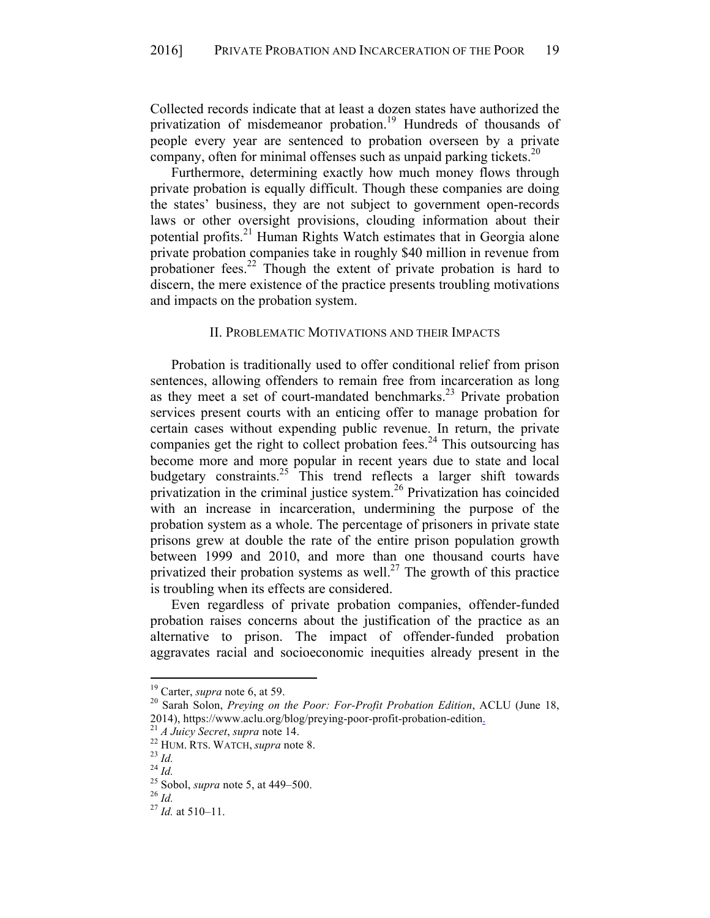Collected records indicate that at least a dozen states have authorized the privatization of misdemeanor probation.[19] Hundreds of thousands of people every year are sentenced to probation overseen by a private company, often for minimal offenses such as unpaid parking tickets.[20]

Furthermore, determining exactly how much money flows through private probation is equally difficult. Though these companies are doing the states' business, they are not subject to government open-records laws or other oversight provisions, clouding information about their potential profits.[21] Human Rights Watch estimates that in Georgia alone private probation companies take in roughly $40 million in revenue from probationer fees.[22] Though the extent of private probation is hard to discern, the mere existence of the practice presents troubling motivations and impacts on the probation system.

## II. Problematic Motivations and their Impacts

Probation is traditionally used to offer conditional relief from prison sentences, allowing offenders to remain free from incarceration as long as they meet a set of court-mandated benchmarks.[23] Private probation services present courts with an enticing offer to manage probation for certain cases without expending public revenue. In return, the private companies get the right to collect probation fees.[24] This outsourcing has become more and more popular in recent years due to state and local budgetary constraints.[25] This trend reflects a larger shift towards privatization in the criminal justice system.[26] Privatization has coincided with an increase in incarceration, undermining the purpose of the probation system as a whole. The percentage of prisoners in private state prisons grew at double the rate of the entire prison population growth between 1999 and 2010, and more than one thousand courts have privatized their probation systems as well.[27] The growth of this practice is troubling when its effects are considered.

Even regardless of private probation companies, offender-funded probation raises concerns about the justification of the practice as an alternative to prison. The impact of offender-funded probation aggravates racial and socioeconomic inequities already present in the

---

[19] Carter, *supra* note 6, at 59.

[20] Sarah Solon, *Preying on the Poor: For-Profit Probation Edition*, ACLU (June 18, 2014), https://www.aclu.org/blog/preying-poor-profit-probation-edition.

[21] *A Juicy Secret*, *supra* note 14.

[22] Hum. Rts. Watch, *supra* note 8.

[23] *Id.*

[24] *Id.*

[25] Sobol, *supra* note 5, at 449–500.

[26] *Id.*

[27] *Id.* at 510–11.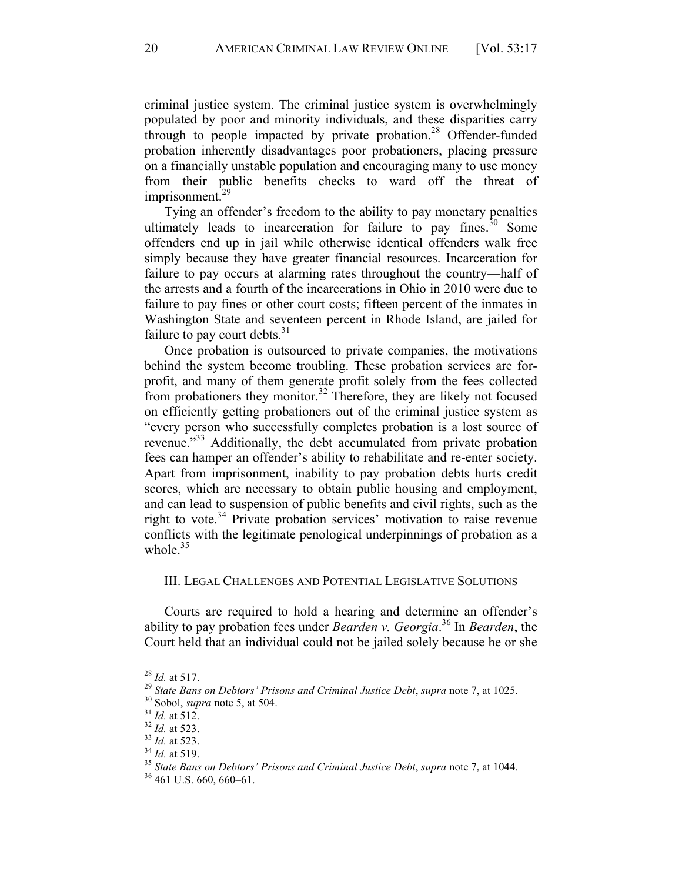criminal justice system. The criminal justice system is overwhelmingly populated by poor and minority individuals, and these disparities carry through to people impacted by private probation.[28] Offender-funded probation inherently disadvantages poor probationers, placing pressure on a financially unstable population and encouraging many to use money from their public benefits checks to ward off the threat of imprisonment.[29]

Tying an offender's freedom to the ability to pay monetary penalties ultimately leads to incarceration for failure to pay fines.[30] Some offenders end up in jail while otherwise identical offenders walk free simply because they have greater financial resources. Incarceration for failure to pay occurs at alarming rates throughout the country—half of the arrests and a fourth of the incarcerations in Ohio in 2010 were due to failure to pay fines or other court costs; fifteen percent of the inmates in Washington State and seventeen percent in Rhode Island, are jailed for failure to pay court debts.[31]

Once probation is outsourced to private companies, the motivations behind the system become troubling. These probation services are for-profit, and many of them generate profit solely from the fees collected from probationers they monitor.[32] Therefore, they are likely not focused on efficiently getting probationers out of the criminal justice system as "every person who successfully completes probation is a lost source of revenue."[33] Additionally, the debt accumulated from private probation fees can hamper an offender's ability to rehabilitate and re-enter society. Apart from imprisonment, inability to pay probation debts hurts credit scores, which are necessary to obtain public housing and employment, and can lead to suspension of public benefits and civil rights, such as the right to vote.[34] Private probation services' motivation to raise revenue conflicts with the legitimate penological underpinnings of probation as a whole.[35]

## III. Legal Challenges and Potential Legislative Solutions

Courts are required to hold a hearing and determine an offender's ability to pay probation fees under *Bearden v. Georgia*.[36] In *Bearden*, the Court held that an individual could not be jailed solely because he or she

---

[28] *Id.* at 517.

[29] *State Bans on Debtors' Prisons and Criminal Justice Debt*, *supra* note 7, at 1025.

[30] Sobol, *supra* note 5, at 504.

[31] *Id.* at 512.

[32] *Id.* at 523.

[33] *Id.* at 523.

[34] *Id.* at 519.

[35] *State Bans on Debtors' Prisons and Criminal Justice Debt*, *supra* note 7, at 1044.

[36] 461 U.S. 660, 660–61.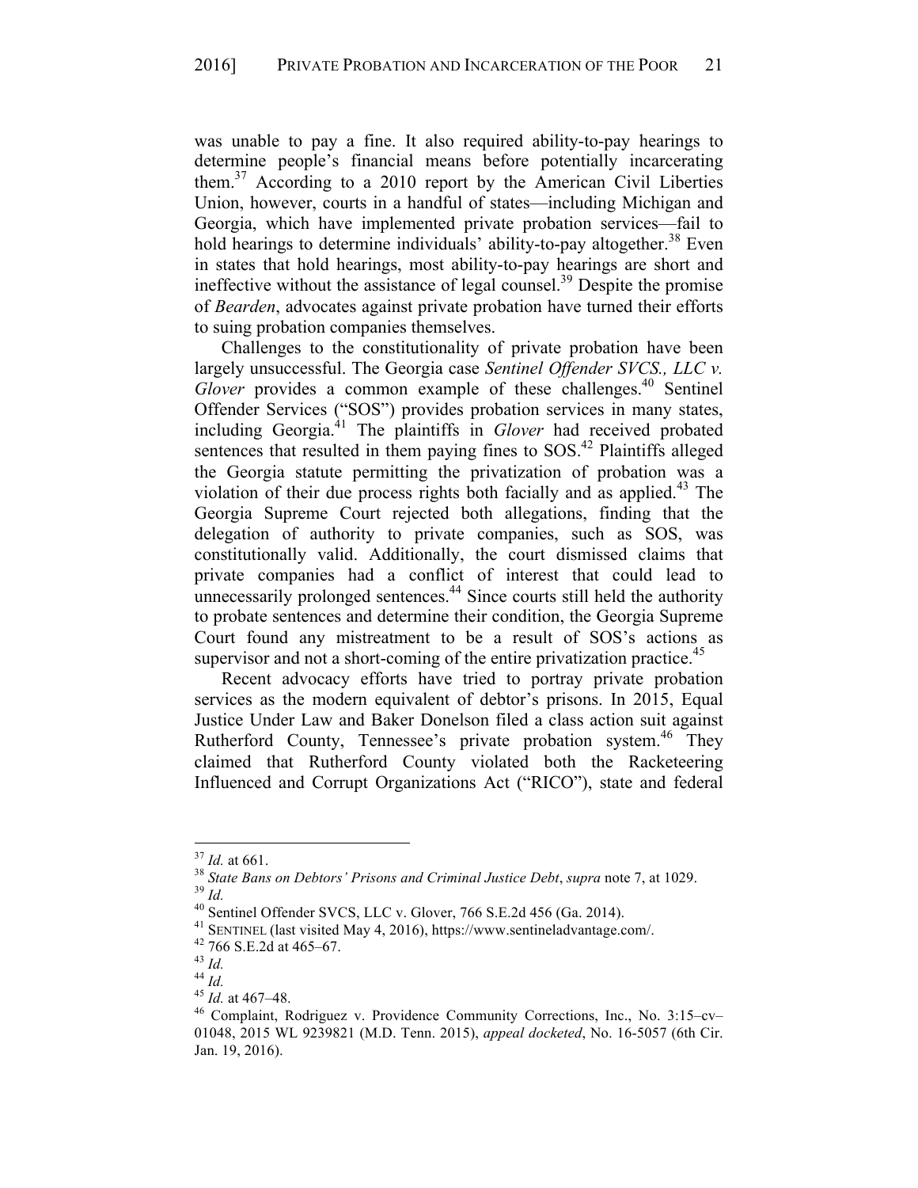was unable to pay a fine. It also required ability-to-pay hearings to determine people's financial means before potentially incarcerating them.[37] According to a 2010 report by the American Civil Liberties Union, however, courts in a handful of states—including Michigan and Georgia, which have implemented private probation services—fail to hold hearings to determine individuals' ability-to-pay altogether.[38] Even in states that hold hearings, most ability-to-pay hearings are short and ineffective without the assistance of legal counsel.[39] Despite the promise of *Bearden*, advocates against private probation have turned their efforts to suing probation companies themselves.

Challenges to the constitutionality of private probation have been largely unsuccessful. The Georgia case *Sentinel Offender SVCS., LLC v. Glover* provides a common example of these challenges.[40] Sentinel Offender Services ("SOS") provides probation services in many states, including Georgia.[41] The plaintiffs in *Glover* had received probated sentences that resulted in them paying fines to SOS.[42] Plaintiffs alleged the Georgia statute permitting the privatization of probation was a violation of their due process rights both facially and as applied.[43] The Georgia Supreme Court rejected both allegations, finding that the delegation of authority to private companies, such as SOS, was constitutionally valid. Additionally, the court dismissed claims that private companies had a conflict of interest that could lead to unnecessarily prolonged sentences.[44] Since courts still held the authority to probate sentences and determine their condition, the Georgia Supreme Court found any mistreatment to be a result of SOS's actions as supervisor and not a short-coming of the entire privatization practice.[45]

Recent advocacy efforts have tried to portray private probation services as the modern equivalent of debtor's prisons. In 2015, Equal Justice Under Law and Baker Donelson filed a class action suit against Rutherford County, Tennessee's private probation system.[46] They claimed that Rutherford County violated both the Racketeering Influenced and Corrupt Organizations Act ("RICO"), state and federal

---

[37] *Id.* at 661.

[38] *State Bans on Debtors' Prisons and Criminal Justice Debt*, *supra* note 7, at 1029.

[39] *Id.*

[40] Sentinel Offender SVCS, LLC v. Glover, 766 S.E.2d 456 (Ga. 2014).

[41] SENTINEL (last visited May 4, 2016), https://www.sentineladvantage.com/.

[42] 766 S.E.2d at 465–67.

[43] *Id.*

[44] *Id.*

[45] *Id.* at 467–48.

[46] Complaint, Rodriguez v. Providence Community Corrections, Inc., No. 3:15–cv–01048, 2015 WL 9239821 (M.D. Tenn. 2015), *appeal docketed*, No. 16-5057 (6th Cir. Jan. 19, 2016).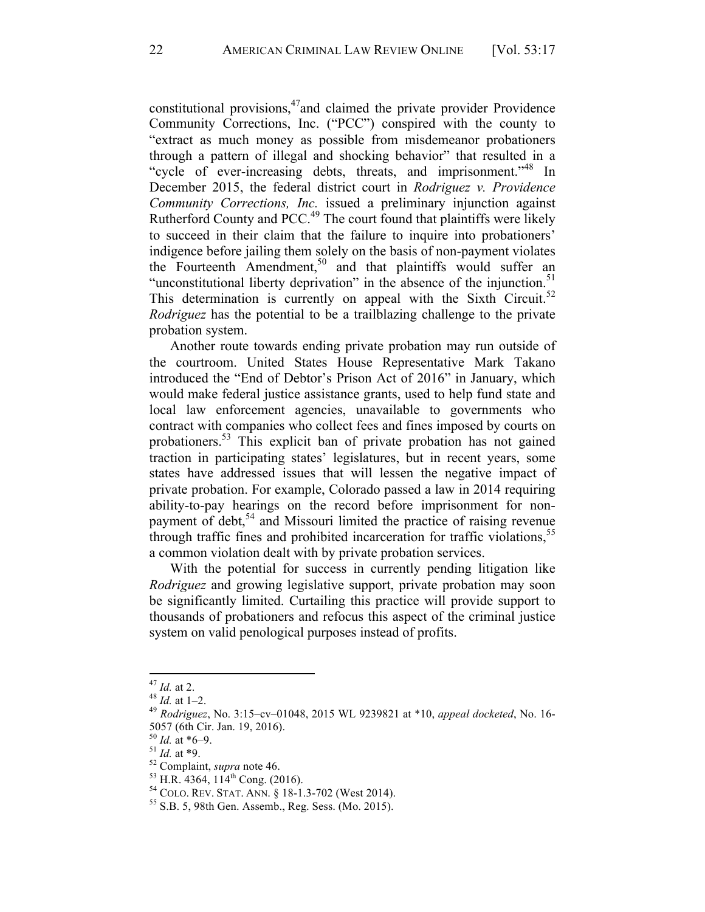constitutional provisions,[47] and claimed the private provider Providence Community Corrections, Inc. ("PCC") conspired with the county to "extract as much money as possible from misdemeanor probationers through a pattern of illegal and shocking behavior" that resulted in a "cycle of ever-increasing debts, threats, and imprisonment."[48] In December 2015, the federal district court in *Rodriguez v. Providence Community Corrections, Inc.* issued a preliminary injunction against Rutherford County and PCC.[49] The court found that plaintiffs were likely to succeed in their claim that the failure to inquire into probationers' indigence before jailing them solely on the basis of non-payment violates the Fourteenth Amendment,[50] and that plaintiffs would suffer an "unconstitutional liberty deprivation" in the absence of the injunction.[51] This determination is currently on appeal with the Sixth Circuit.[52] *Rodriguez* has the potential to be a trailblazing challenge to the private probation system.

Another route towards ending private probation may run outside of the courtroom. United States House Representative Mark Takano introduced the "End of Debtor's Prison Act of 2016" in January, which would make federal justice assistance grants, used to help fund state and local law enforcement agencies, unavailable to governments who contract with companies who collect fees and fines imposed by courts on probationers.[53] This explicit ban of private probation has not gained traction in participating states' legislatures, but in recent years, some states have addressed issues that will lessen the negative impact of private probation. For example, Colorado passed a law in 2014 requiring ability-to-pay hearings on the record before imprisonment for non-payment of debt,[54] and Missouri limited the practice of raising revenue through traffic fines and prohibited incarceration for traffic violations,[55] a common violation dealt with by private probation services.

With the potential for success in currently pending litigation like *Rodriguez* and growing legislative support, private probation may soon be significantly limited. Curtailing this practice will provide support to thousands of probationers and refocus this aspect of the criminal justice system on valid penological purposes instead of profits.

---

[47] *Id.* at 2.

[48] *Id.* at 1–2.

[49] *Rodriguez*, No. 3:15–cv–01048, 2015 WL 9239821 at *10, *appeal docketed*, No. 16-5057 (6th Cir. Jan. 19, 2016).

[50] *Id.* at *6–9.

[51] *Id.* at *9.

[52] Complaint, *supra* note 46.

[53] H.R. 4364, 114th Cong. (2016).

[54] COLO. REV. STAT. ANN. § 18-1.3-702 (West 2014).

[55] S.B. 5, 98th Gen. Assemb., Reg. Sess. (Mo. 2015).